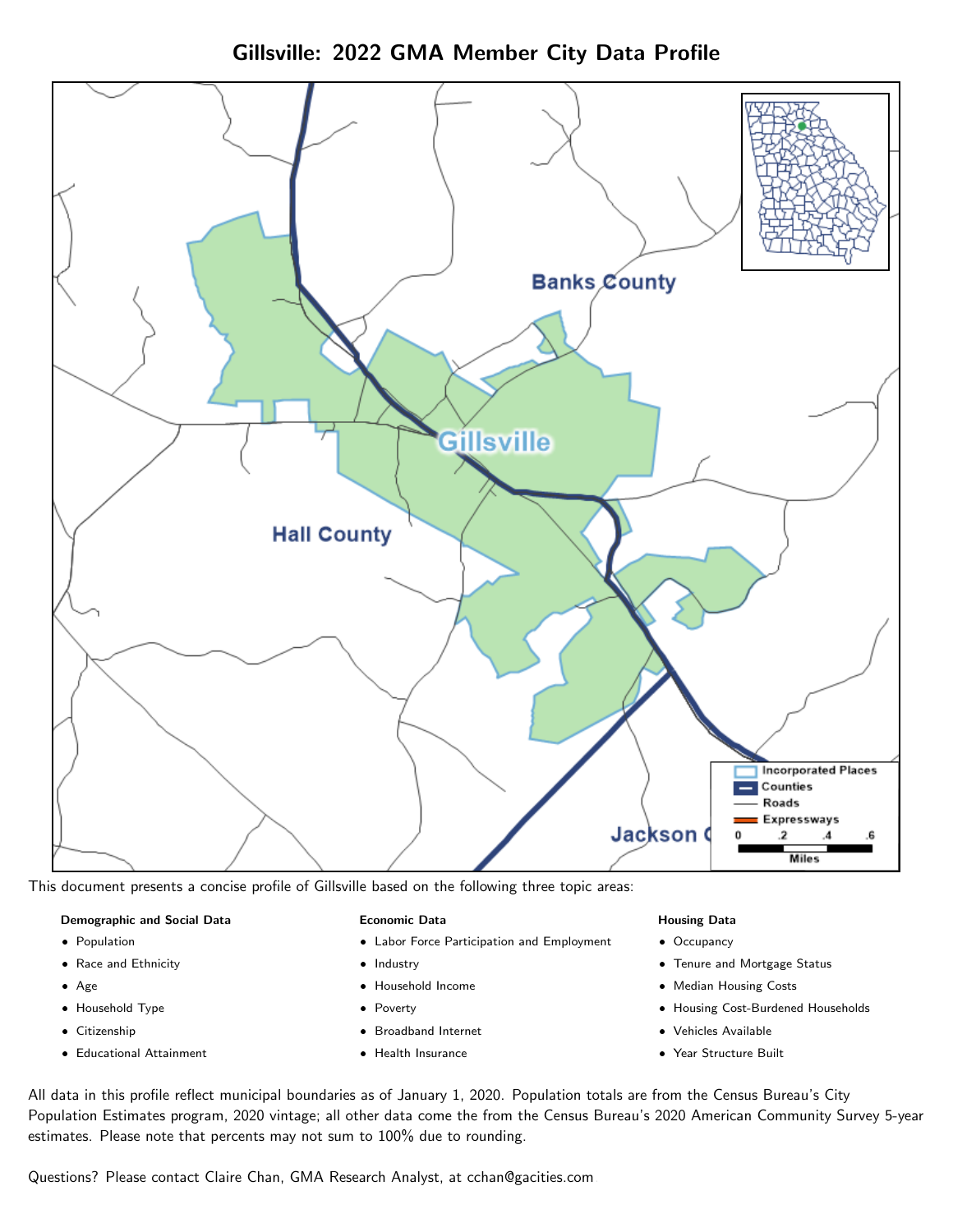# Gillsville: 2022 GMA Member City Data Profile

Banks County

Gillsville

Hall County

Jackson C

Incorporated Places
Counties
Roads
Expressways
0 .2 .4 .6
Miles

This document presents a concise profile of Gillsville based on the following three topic areas:

**Demographic and Social Data**

- Population
- Race and Ethnicity
- Age
- Household Type
- Citizenship
- Educational Attainment

**Economic Data**

- Labor Force Participation and Employment
- Industry
- Household Income
- Poverty
- Broadband Internet
- Health Insurance

**Housing Data**

- Occupancy
- Tenure and Mortgage Status
- Median Housing Costs
- Housing Cost-Burdened Households
- Vehicles Available
- Year Structure Built

All data in this profile reflect municipal boundaries as of January 1, 2020. Population totals are from the Census Bureau's City Population Estimates program, 2020 vintage; all other data come the from the Census Bureau's 2020 American Community Survey 5-year estimates. Please note that percents may not sum to 100% due to rounding.

Questions? Please contact Claire Chan, GMA Research Analyst, at cchan@gacities.com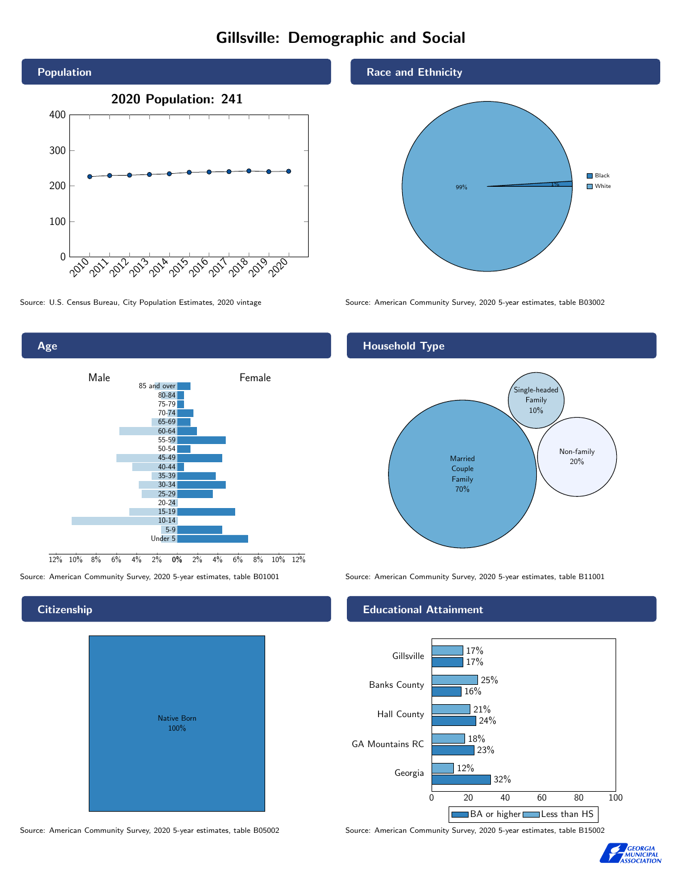# Gillsville: Demographic and Social

## Population

2020 Population: 241

400
300
200
100
0

2010 2011 2012 2013 2014 2015 2016 2017 2018 2019 2020

Source: U.S. Census Bureau, City Population Estimates, 2020 vintage

## Race and Ethnicity

99%
1%

Black
White

Source: American Community Survey, 2020 5-year estimates, table B03002

## Age

Male
Female

85 and over
80-84
75-79
70-74
65-69
60-64
55-59
50-54
45-49
40-44
35-39
30-34
25-29
20-24
15-19
10-14
5-9
Under 5

12% 10% 8% 6% 4% 2% 0% 2% 4% 6% 8% 10% 12%

Source: American Community Survey, 2020 5-year estimates, table B01001

## Household Type

Single-headed Family 10%

Married Couple Family 70%

Non-family 20%

Source: American Community Survey, 2020 5-year estimates, table B11001

## Citizenship

Native Born 100%

Source: American Community Survey, 2020 5-year estimates, table B05002

## Educational Attainment

Gillsville 17% 17%

Banks County 25% 16%

Hall County 21% 24%

GA Mountains RC 18% 23%

Georgia 12% 32%

0 20 40 60 80 100

BA or higher
Less than HS

Source: American Community Survey, 2020 5-year estimates, table B15002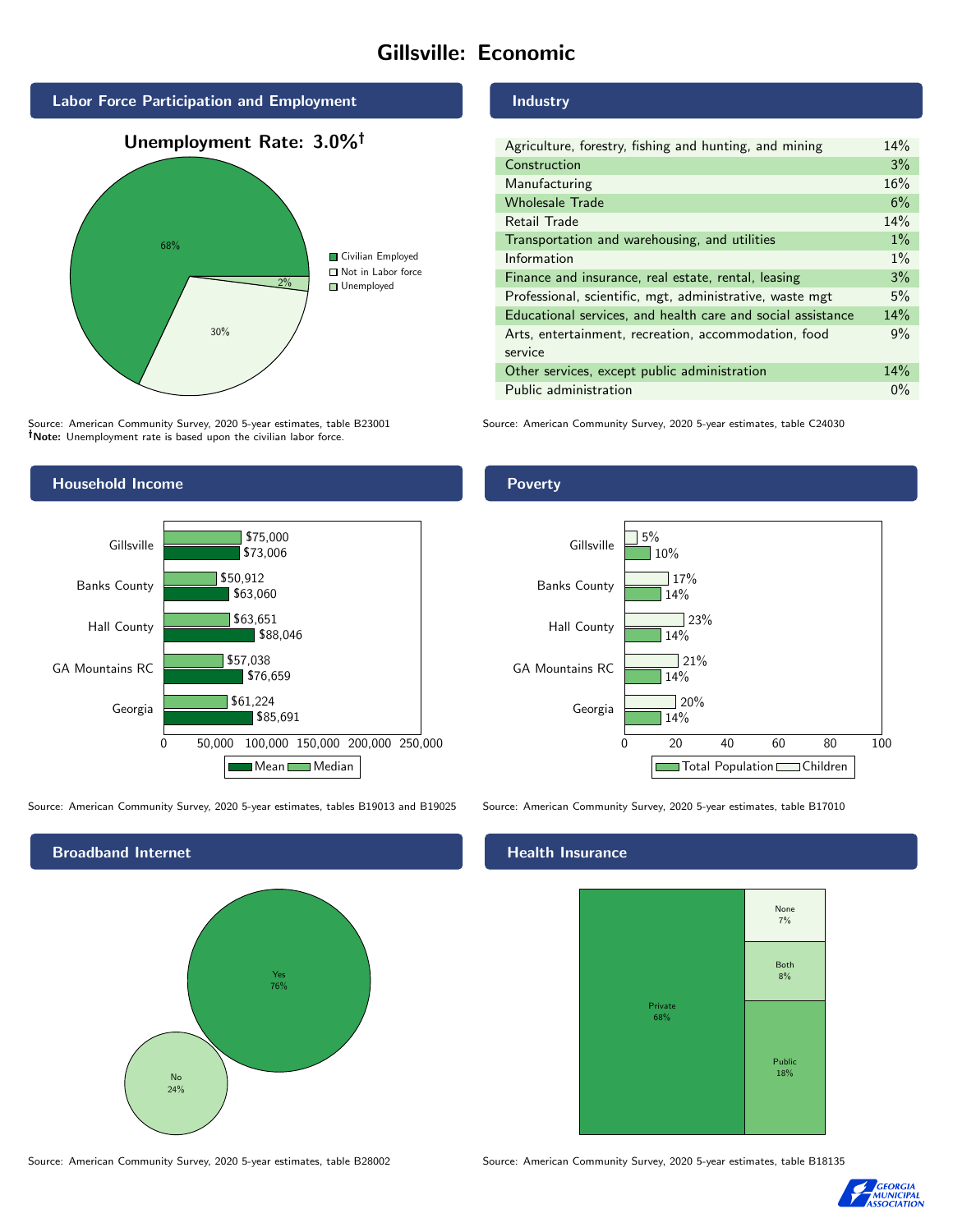# Gillsville: Economic

## Labor Force Participation and Employment

Unemployment Rate: 3.0%†

68%
2%
30%

Civilian Employed
Not in Labor force
Unemployed

Source: American Community Survey, 2020 5-year estimates, table B23001
**†Note:** Unemployment rate is based upon the civilian labor force.

## Industry

| | |
|---|---|
| Agriculture, forestry, fishing and hunting, and mining | 14% |
| Construction | 3% |
| Manufacturing | 16% |
| Wholesale Trade | 6% |
| Retail Trade | 14% |
| Transportation and warehousing, and utilities | 1% |
| Information | 1% |
| Finance and insurance, real estate, rental, leasing | 3% |
| Professional, scientific, mgt, administrative, waste mgt | 5% |
| Educational services, and health care and social assistance | 14% |
| Arts, entertainment, recreation, accommodation, food service | 9% |
| Other services, except public administration | 14% |
| Public administration | 0% |

Source: American Community Survey, 2020 5-year estimates, table C24030

## Household Income

Gillsville $75,000 $73,006
Banks County $50,912 $63,060
Hall County $63,651 $88,046
GA Mountains RC $57,038 $76,659
Georgia $61,224 $85,691

0 50,000 100,000 150,000 200,000 250,000

Mean Median

Source: American Community Survey, 2020 5-year estimates, tables B19013 and B19025

## Poverty

Gillsville 5% 10%
Banks County 17% 14%
Hall County 23% 14%
GA Mountains RC 21% 14%
Georgia 20% 14%

0 20 40 60 80 100

Total Population Children

Source: American Community Survey, 2020 5-year estimates, table B17010

## Broadband Internet

Yes
76%

No
24%

Source: American Community Survey, 2020 5-year estimates, table B28002

## Health Insurance

Private
68%

None
7%

Both
8%

Public
18%

Source: American Community Survey, 2020 5-year estimates, table B18135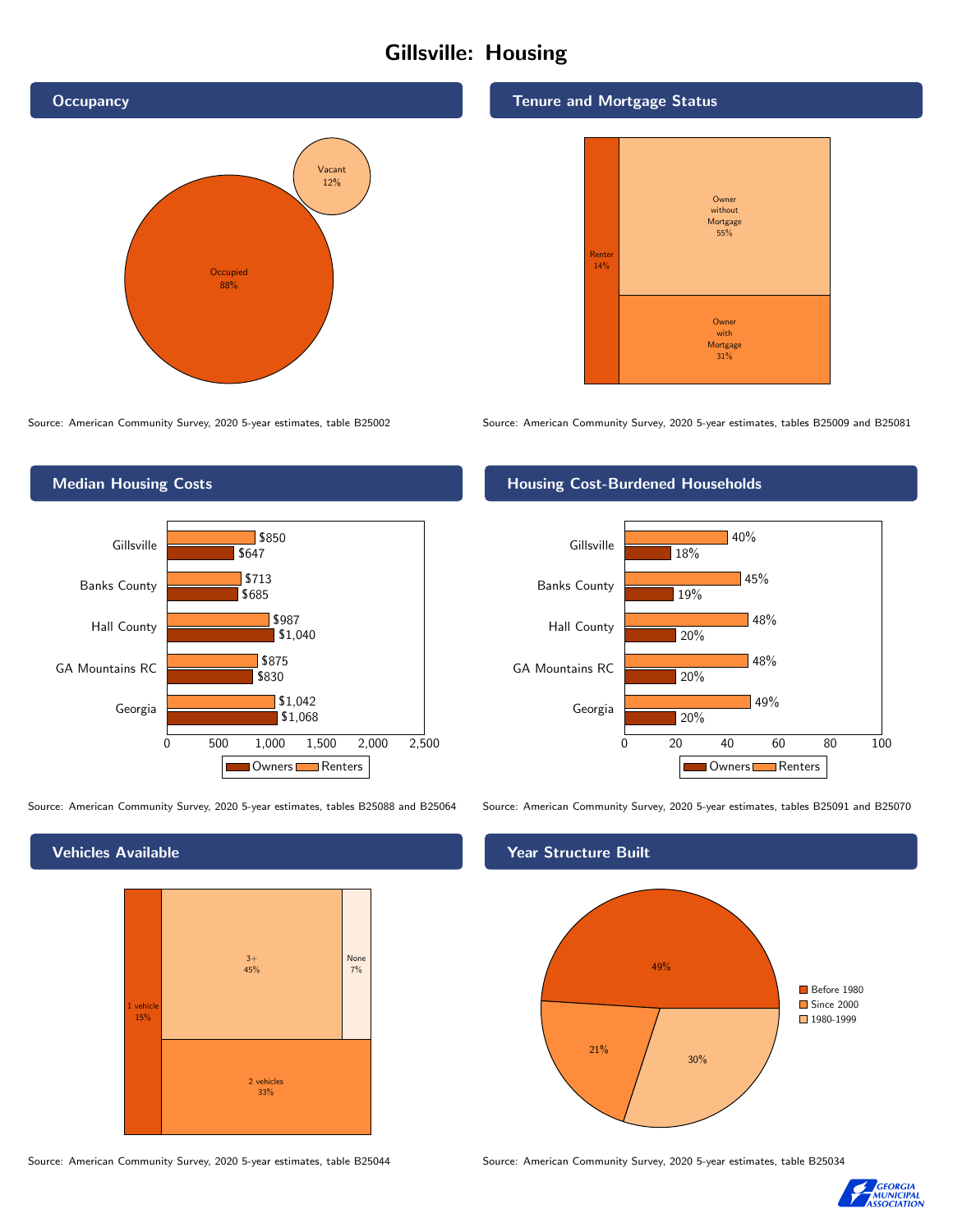# Gillsville: Housing

## Occupancy

Vacant
12%

Occupied
88%

Source: American Community Survey, 2020 5-year estimates, table B25002

## Tenure and Mortgage Status

Renter
14%

Owner
without
Mortgage
55%

Owner
with
Mortgage
31%

Source: American Community Survey, 2020 5-year estimates, tables B25009 and B25081

## Median Housing Costs

Gillsville
$850
$647

Banks County
$713
$685

Hall County
$987
$1,040

GA Mountains RC
$875
$830

Georgia
$1,042
$1,068

0 500 1,000 1,500 2,000 2,500

Owners Renters

Source: American Community Survey, 2020 5-year estimates, tables B25088 and B25064

## Housing Cost-Burdened Households

Gillsville
40%
18%

Banks County
45%
19%

Hall County
48%
20%

GA Mountains RC
48%
20%

Georgia
49%
20%

0 20 40 60 80 100

Owners Renters

Source: American Community Survey, 2020 5-year estimates, tables B25091 and B25070

## Vehicles Available

1 vehicle
15%

3+
45%

None
7%

2 vehicles
33%

Source: American Community Survey, 2020 5-year estimates, table B25044

## Year Structure Built

49%

21%

30%

Before 1980
Since 2000
1980-1999

Source: American Community Survey, 2020 5-year estimates, table B25034